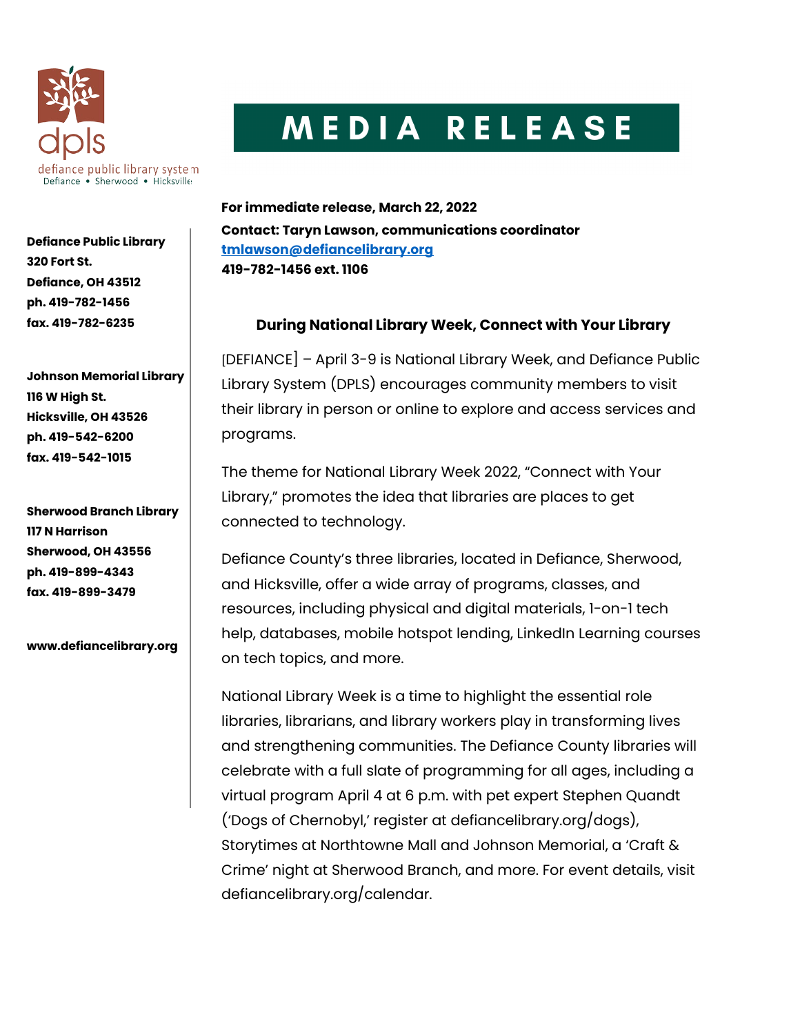dpls
defiance public library system
Defiance • Sherwood • Hicksville

# MEDIA RELEASE

**Defiance Public Library**
**320 Fort St.**
**Defiance, OH 43512**
**ph. 419-782-1456**
**fax. 419-782-6235**

**Johnson Memorial Library**
**116 W High St.**
**Hicksville, OH 43526**
**ph. 419-542-6200**
**fax. 419-542-1015**

**Sherwood Branch Library**
**117 N Harrison**
**Sherwood, OH 43556**
**ph. 419-899-4343**
**fax. 419-899-3479**

**www.defiancelibrary.org**

**For immediate release, March 22, 2022**
**Contact: Taryn Lawson, communications coordinator**
**tmlawson@defiancelibrary.org**
**419-782-1456 ext. 1106**

## During National Library Week, Connect with Your Library

[DEFIANCE] – April 3-9 is National Library Week, and Defiance Public Library System (DPLS) encourages community members to visit their library in person or online to explore and access services and programs.

The theme for National Library Week 2022, "Connect with Your Library," promotes the idea that libraries are places to get connected to technology.

Defiance County's three libraries, located in Defiance, Sherwood, and Hicksville, offer a wide array of programs, classes, and resources, including physical and digital materials, 1-on-1 tech help, databases, mobile hotspot lending, LinkedIn Learning courses on tech topics, and more.

National Library Week is a time to highlight the essential role libraries, librarians, and library workers play in transforming lives and strengthening communities. The Defiance County libraries will celebrate with a full slate of programming for all ages, including a virtual program April 4 at 6 p.m. with pet expert Stephen Quandt ('Dogs of Chernobyl,' register at defiancelibrary.org/dogs), Storytimes at Northtowne Mall and Johnson Memorial, a 'Craft & Crime' night at Sherwood Branch, and more. For event details, visit defiancelibrary.org/calendar.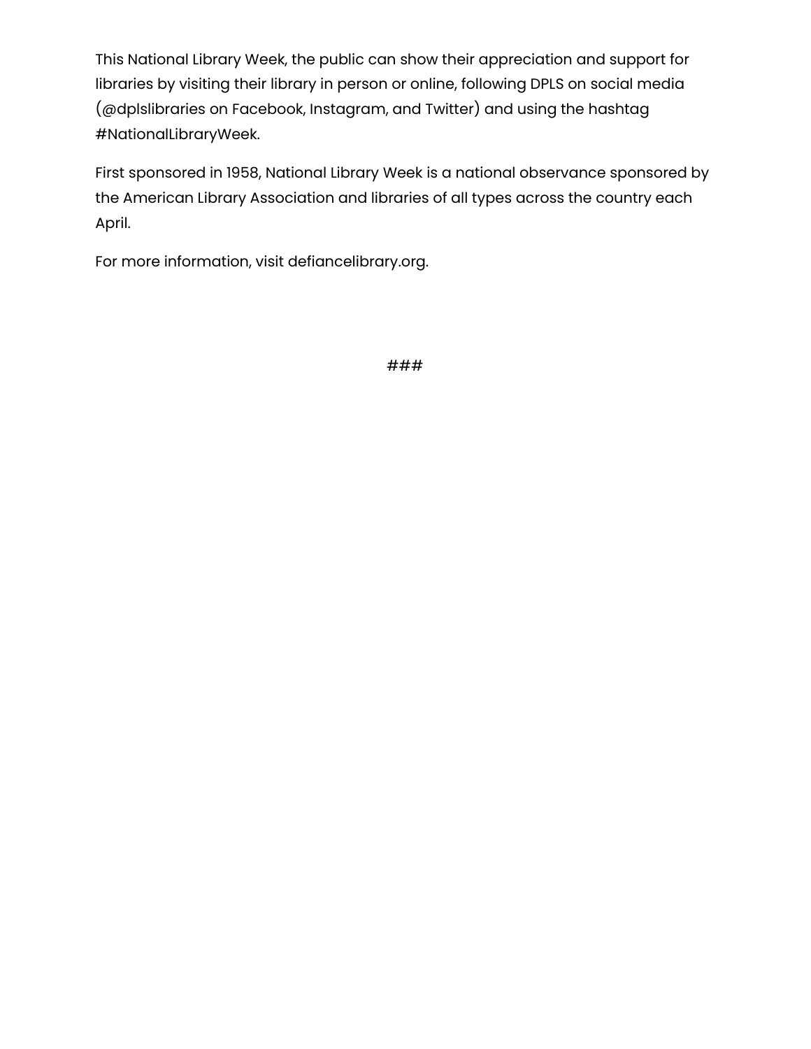This National Library Week, the public can show their appreciation and support for libraries by visiting their library in person or online, following DPLS on social media (@dplslibraries on Facebook, Instagram, and Twitter) and using the hashtag #NationalLibraryWeek.

First sponsored in 1958, National Library Week is a national observance sponsored by the American Library Association and libraries of all types across the country each April.

For more information, visit defiancelibrary.org.

###